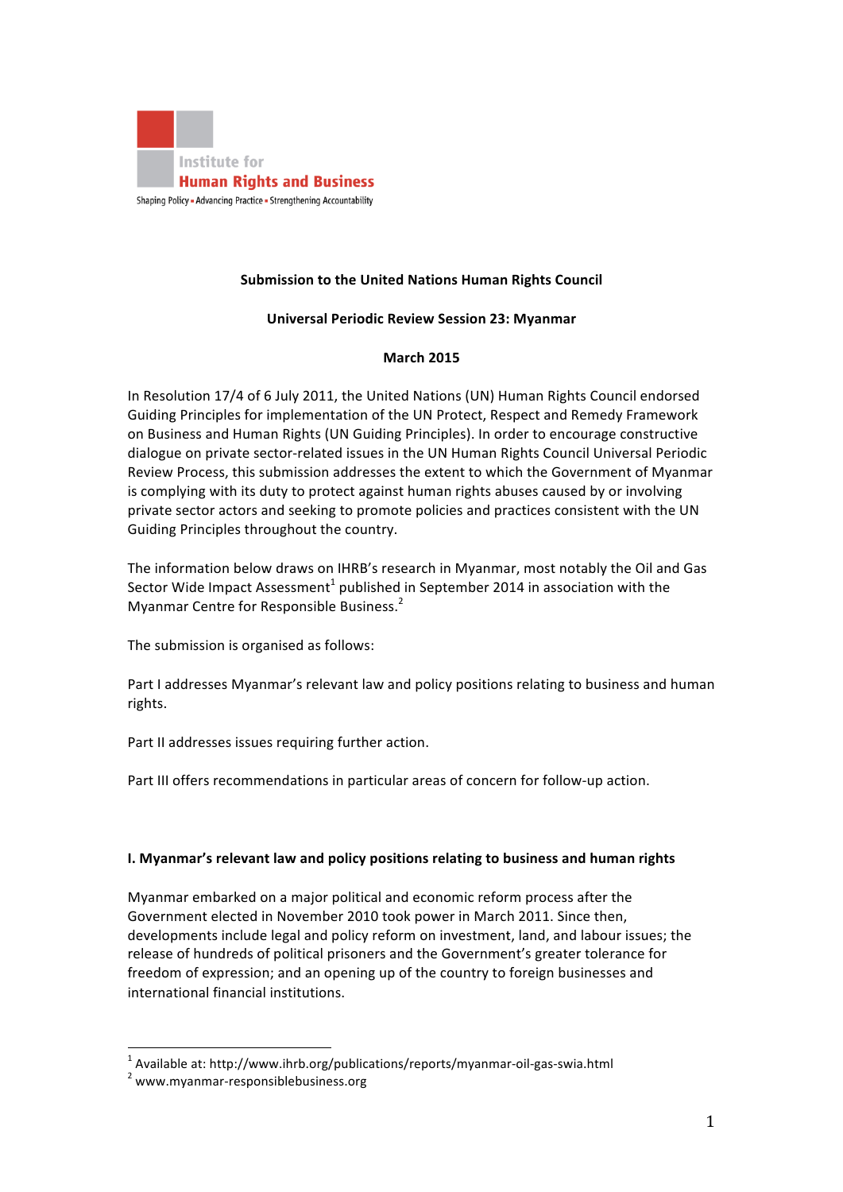Institute for
**Human Rights and Business**
Shaping Policy ▪ Advancing Practice ▪ Strengthening Accountability

**Submission to the United Nations Human Rights Council**

**Universal Periodic Review Session 23: Myanmar**

**March 2015**

In Resolution 17/4 of 6 July 2011, the United Nations (UN) Human Rights Council endorsed Guiding Principles for implementation of the UN Protect, Respect and Remedy Framework on Business and Human Rights (UN Guiding Principles). In order to encourage constructive dialogue on private sector-related issues in the UN Human Rights Council Universal Periodic Review Process, this submission addresses the extent to which the Government of Myanmar is complying with its duty to protect against human rights abuses caused by or involving private sector actors and seeking to promote policies and practices consistent with the UN Guiding Principles throughout the country.

The information below draws on IHRB's research in Myanmar, most notably the Oil and Gas Sector Wide Impact Assessment[1] published in September 2014 in association with the Myanmar Centre for Responsible Business.[2]

The submission is organised as follows:

Part I addresses Myanmar's relevant law and policy positions relating to business and human rights.

Part II addresses issues requiring further action.

Part III offers recommendations in particular areas of concern for follow-up action.

## I. Myanmar's relevant law and policy positions relating to business and human rights

Myanmar embarked on a major political and economic reform process after the Government elected in November 2010 took power in March 2011. Since then, developments include legal and policy reform on investment, land, and labour issues; the release of hundreds of political prisoners and the Government's greater tolerance for freedom of expression; and an opening up of the country to foreign businesses and international financial institutions.

---

[1] Available at: http://www.ihrb.org/publications/reports/myanmar-oil-gas-swia.html

[2] www.myanmar-responsiblebusiness.org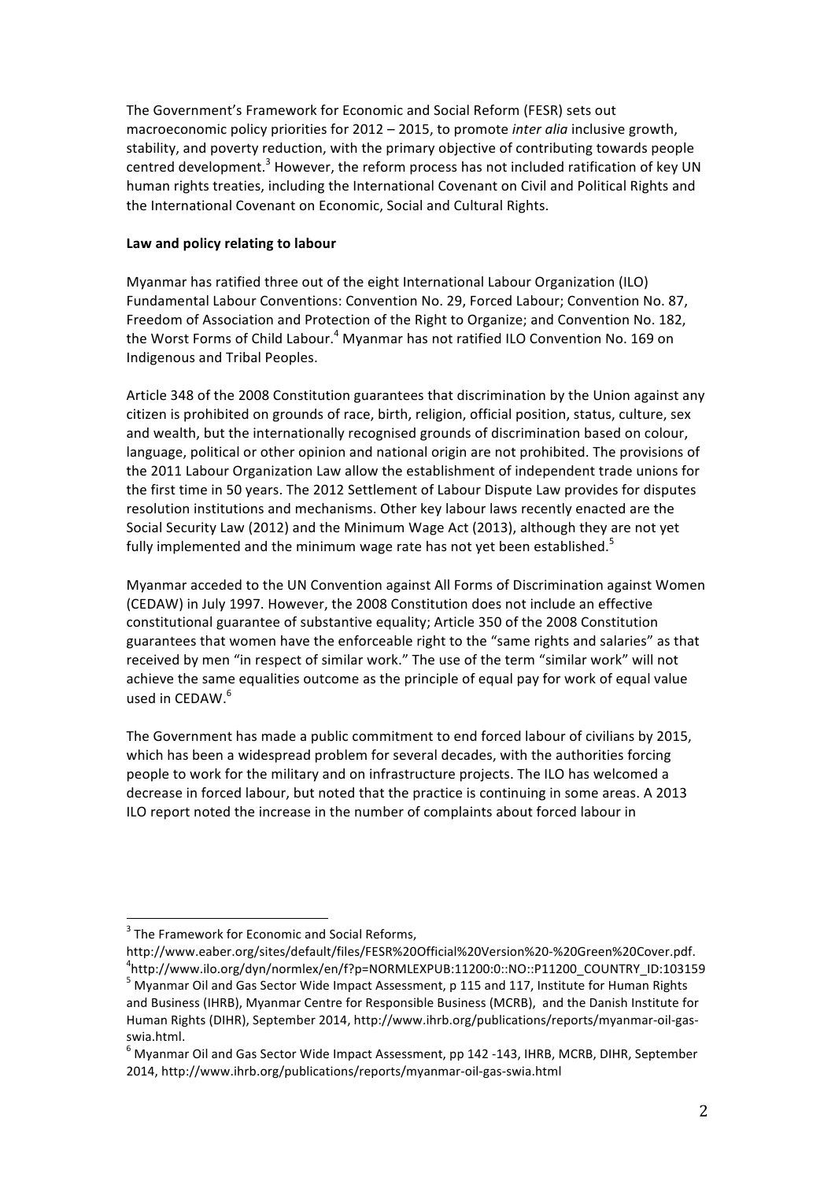The Government's Framework for Economic and Social Reform (FESR) sets out macroeconomic policy priorities for 2012 – 2015, to promote *inter alia* inclusive growth, stability, and poverty reduction, with the primary objective of contributing towards people centred development.[3] However, the reform process has not included ratification of key UN human rights treaties, including the International Covenant on Civil and Political Rights and the International Covenant on Economic, Social and Cultural Rights.

**Law and policy relating to labour**

Myanmar has ratified three out of the eight International Labour Organization (ILO) Fundamental Labour Conventions: Convention No. 29, Forced Labour; Convention No. 87, Freedom of Association and Protection of the Right to Organize; and Convention No. 182, the Worst Forms of Child Labour.[4] Myanmar has not ratified ILO Convention No. 169 on Indigenous and Tribal Peoples.

Article 348 of the 2008 Constitution guarantees that discrimination by the Union against any citizen is prohibited on grounds of race, birth, religion, official position, status, culture, sex and wealth, but the internationally recognised grounds of discrimination based on colour, language, political or other opinion and national origin are not prohibited. The provisions of the 2011 Labour Organization Law allow the establishment of independent trade unions for the first time in 50 years. The 2012 Settlement of Labour Dispute Law provides for disputes resolution institutions and mechanisms. Other key labour laws recently enacted are the Social Security Law (2012) and the Minimum Wage Act (2013), although they are not yet fully implemented and the minimum wage rate has not yet been established.[5]

Myanmar acceded to the UN Convention against All Forms of Discrimination against Women (CEDAW) in July 1997. However, the 2008 Constitution does not include an effective constitutional guarantee of substantive equality; Article 350 of the 2008 Constitution guarantees that women have the enforceable right to the "same rights and salaries" as that received by men "in respect of similar work." The use of the term "similar work" will not achieve the same equalities outcome as the principle of equal pay for work of equal value used in CEDAW.[6]

The Government has made a public commitment to end forced labour of civilians by 2015, which has been a widespread problem for several decades, with the authorities forcing people to work for the military and on infrastructure projects. The ILO has welcomed a decrease in forced labour, but noted that the practice is continuing in some areas. A 2013 ILO report noted the increase in the number of complaints about forced labour in

---

[3] The Framework for Economic and Social Reforms, http://www.eaber.org/sites/default/files/FESR%20Official%20Version%20-%20Green%20Cover.pdf.

[4] http://www.ilo.org/dyn/normlex/en/f?p=NORMLEXPUB:11200:0::NO::P11200_COUNTRY_ID:103159

[5] Myanmar Oil and Gas Sector Wide Impact Assessment, p 115 and 117, Institute for Human Rights and Business (IHRB), Myanmar Centre for Responsible Business (MCRB), and the Danish Institute for Human Rights (DIHR), September 2014, http://www.ihrb.org/publications/reports/myanmar-oil-gas-swia.html.

[6] Myanmar Oil and Gas Sector Wide Impact Assessment, pp 142 -143, IHRB, MCRB, DIHR, September 2014, http://www.ihrb.org/publications/reports/myanmar-oil-gas-swia.html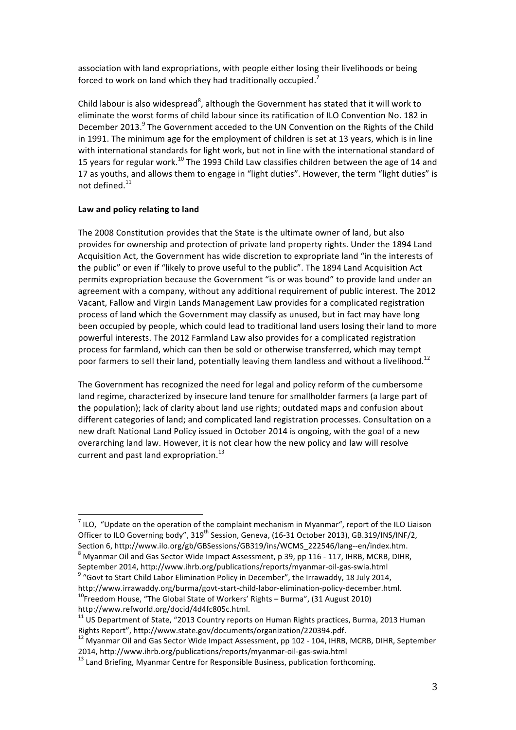association with land expropriations, with people either losing their livelihoods or being forced to work on land which they had traditionally occupied.[7]

Child labour is also widespread[8], although the Government has stated that it will work to eliminate the worst forms of child labour since its ratification of ILO Convention No. 182 in December 2013.[9] The Government acceded to the UN Convention on the Rights of the Child in 1991. The minimum age for the employment of children is set at 13 years, which is in line with international standards for light work, but not in line with the international standard of 15 years for regular work.[10] The 1993 Child Law classifies children between the age of 14 and 17 as youths, and allows them to engage in "light duties". However, the term "light duties" is not defined.[11]

**Law and policy relating to land**

The 2008 Constitution provides that the State is the ultimate owner of land, but also provides for ownership and protection of private land property rights. Under the 1894 Land Acquisition Act, the Government has wide discretion to expropriate land "in the interests of the public" or even if "likely to prove useful to the public". The 1894 Land Acquisition Act permits expropriation because the Government "is or was bound" to provide land under an agreement with a company, without any additional requirement of public interest. The 2012 Vacant, Fallow and Virgin Lands Management Law provides for a complicated registration process of land which the Government may classify as unused, but in fact may have long been occupied by people, which could lead to traditional land users losing their land to more powerful interests. The 2012 Farmland Law also provides for a complicated registration process for farmland, which can then be sold or otherwise transferred, which may tempt poor farmers to sell their land, potentially leaving them landless and without a livelihood.[12]

The Government has recognized the need for legal and policy reform of the cumbersome land regime, characterized by insecure land tenure for smallholder farmers (a large part of the population); lack of clarity about land use rights; outdated maps and confusion about different categories of land; and complicated land registration processes. Consultation on a new draft National Land Policy issued in October 2014 is ongoing, with the goal of a new overarching land law. However, it is not clear how the new policy and law will resolve current and past land expropriation.[13]

---

[7] ILO, "Update on the operation of the complaint mechanism in Myanmar", report of the ILO Liaison Officer to ILO Governing body", 319th Session, Geneva, (16-31 October 2013), GB.319/INS/INF/2, Section 6, http://www.ilo.org/gb/GBSessions/GB319/ins/WCMS_222546/lang--en/index.htm.

[8] Myanmar Oil and Gas Sector Wide Impact Assessment, p 39, pp 116 - 117, IHRB, MCRB, DIHR, September 2014, http://www.ihrb.org/publications/reports/myanmar-oil-gas-swia.html

[9] "Govt to Start Child Labor Elimination Policy in December", the Irrawaddy, 18 July 2014, http://www.irrawaddy.org/burma/govt-start-child-labor-elimination-policy-december.html.

[10] Freedom House, "The Global State of Workers' Rights – Burma", (31 August 2010) http://www.refworld.org/docid/4d4fc805c.html.

[11] US Department of State, "2013 Country reports on Human Rights practices, Burma, 2013 Human Rights Report", http://www.state.gov/documents/organization/220394.pdf.

[12] Myanmar Oil and Gas Sector Wide Impact Assessment, pp 102 - 104, IHRB, MCRB, DIHR, September 2014, http://www.ihrb.org/publications/reports/myanmar-oil-gas-swia.html

[13] Land Briefing, Myanmar Centre for Responsible Business, publication forthcoming.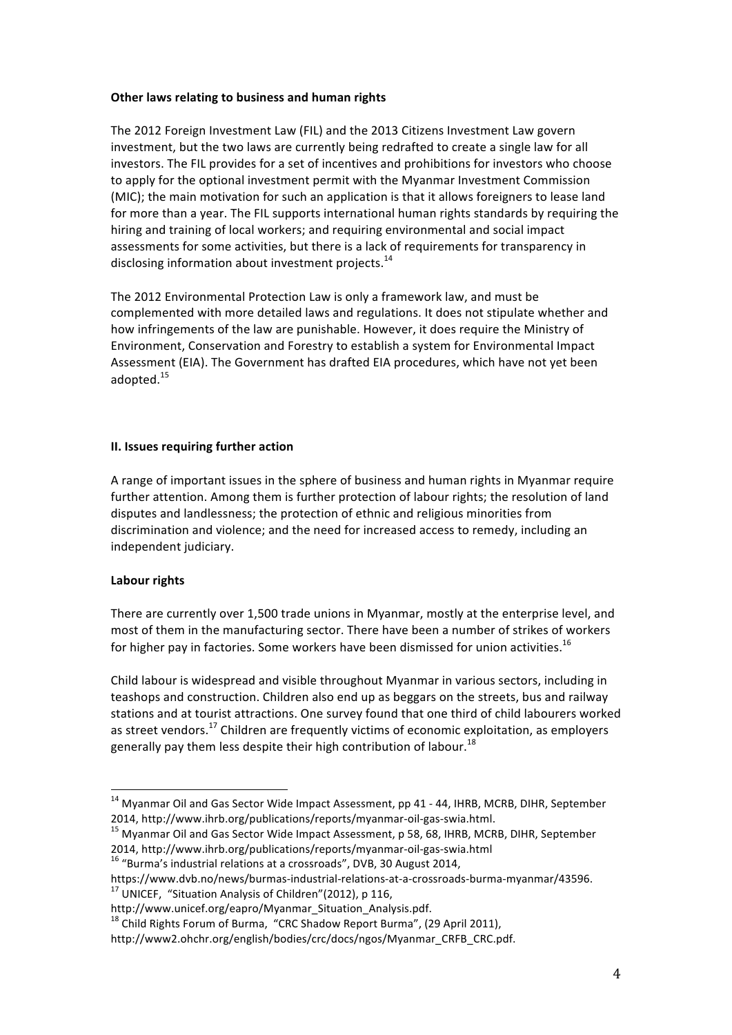**Other laws relating to business and human rights**

The 2012 Foreign Investment Law (FIL) and the 2013 Citizens Investment Law govern investment, but the two laws are currently being redrafted to create a single law for all investors. The FIL provides for a set of incentives and prohibitions for investors who choose to apply for the optional investment permit with the Myanmar Investment Commission (MIC); the main motivation for such an application is that it allows foreigners to lease land for more than a year. The FIL supports international human rights standards by requiring the hiring and training of local workers; and requiring environmental and social impact assessments for some activities, but there is a lack of requirements for transparency in disclosing information about investment projects.[14]

The 2012 Environmental Protection Law is only a framework law, and must be complemented with more detailed laws and regulations. It does not stipulate whether and how infringements of the law are punishable. However, it does require the Ministry of Environment, Conservation and Forestry to establish a system for Environmental Impact Assessment (EIA). The Government has drafted EIA procedures, which have not yet been adopted.[15]

## II. Issues requiring further action

A range of important issues in the sphere of business and human rights in Myanmar require further attention. Among them is further protection of labour rights; the resolution of land disputes and landlessness; the protection of ethnic and religious minorities from discrimination and violence; and the need for increased access to remedy, including an independent judiciary.

**Labour rights**

There are currently over 1,500 trade unions in Myanmar, mostly at the enterprise level, and most of them in the manufacturing sector. There have been a number of strikes of workers for higher pay in factories. Some workers have been dismissed for union activities.[16]

Child labour is widespread and visible throughout Myanmar in various sectors, including in teashops and construction. Children also end up as beggars on the streets, bus and railway stations and at tourist attractions. One survey found that one third of child labourers worked as street vendors.[17] Children are frequently victims of economic exploitation, as employers generally pay them less despite their high contribution of labour.[18]

---

[14] Myanmar Oil and Gas Sector Wide Impact Assessment, pp 41 - 44, IHRB, MCRB, DIHR, September 2014, http://www.ihrb.org/publications/reports/myanmar-oil-gas-swia.html.

[15] Myanmar Oil and Gas Sector Wide Impact Assessment, p 58, 68, IHRB, MCRB, DIHR, September 2014, http://www.ihrb.org/publications/reports/myanmar-oil-gas-swia.html

[16] "Burma's industrial relations at a crossroads", DVB, 30 August 2014, https://www.dvb.no/news/burmas-industrial-relations-at-a-crossroads-burma-myanmar/43596.

[17] UNICEF, "Situation Analysis of Children"(2012), p 116, http://www.unicef.org/eapro/Myanmar_Situation_Analysis.pdf.

[18] Child Rights Forum of Burma, "CRC Shadow Report Burma", (29 April 2011), http://www2.ohchr.org/english/bodies/crc/docs/ngos/Myanmar_CRFB_CRC.pdf.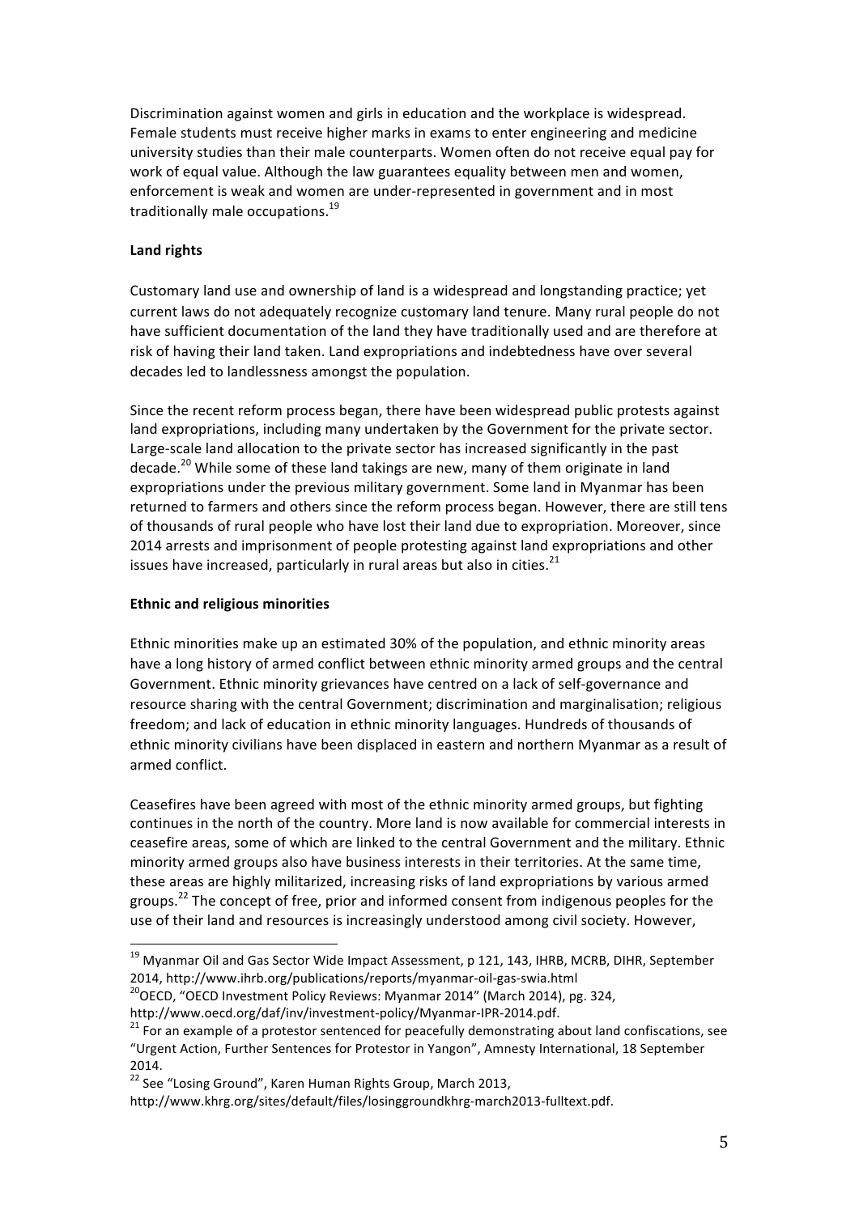Discrimination against women and girls in education and the workplace is widespread. Female students must receive higher marks in exams to enter engineering and medicine university studies than their male counterparts. Women often do not receive equal pay for work of equal value. Although the law guarantees equality between men and women, enforcement is weak and women are under-represented in government and in most traditionally male occupations.[19]

**Land rights**

Customary land use and ownership of land is a widespread and longstanding practice; yet current laws do not adequately recognize customary land tenure. Many rural people do not have sufficient documentation of the land they have traditionally used and are therefore at risk of having their land taken. Land expropriations and indebtedness have over several decades led to landlessness amongst the population.

Since the recent reform process began, there have been widespread public protests against land expropriations, including many undertaken by the Government for the private sector. Large-scale land allocation to the private sector has increased significantly in the past decade.[20] While some of these land takings are new, many of them originate in land expropriations under the previous military government. Some land in Myanmar has been returned to farmers and others since the reform process began. However, there are still tens of thousands of rural people who have lost their land due to expropriation. Moreover, since 2014 arrests and imprisonment of people protesting against land expropriations and other issues have increased, particularly in rural areas but also in cities.[21]

**Ethnic and religious minorities**

Ethnic minorities make up an estimated 30% of the population, and ethnic minority areas have a long history of armed conflict between ethnic minority armed groups and the central Government. Ethnic minority grievances have centred on a lack of self-governance and resource sharing with the central Government; discrimination and marginalisation; religious freedom; and lack of education in ethnic minority languages. Hundreds of thousands of ethnic minority civilians have been displaced in eastern and northern Myanmar as a result of armed conflict.

Ceasefires have been agreed with most of the ethnic minority armed groups, but fighting continues in the north of the country. More land is now available for commercial interests in ceasefire areas, some of which are linked to the central Government and the military. Ethnic minority armed groups also have business interests in their territories. At the same time, these areas are highly militarized, increasing risks of land expropriations by various armed groups.[22] The concept of free, prior and informed consent from indigenous peoples for the use of their land and resources is increasingly understood among civil society. However,

---

[19] Myanmar Oil and Gas Sector Wide Impact Assessment, p 121, 143, IHRB, MCRB, DIHR, September 2014, http://www.ihrb.org/publications/reports/myanmar-oil-gas-swia.html

[20] OECD, "OECD Investment Policy Reviews: Myanmar 2014" (March 2014), pg. 324, http://www.oecd.org/daf/inv/investment-policy/Myanmar-IPR-2014.pdf.

[21] For an example of a protestor sentenced for peacefully demonstrating about land confiscations, see "Urgent Action, Further Sentences for Protestor in Yangon", Amnesty International, 18 September 2014.

[22] See "Losing Ground", Karen Human Rights Group, March 2013, http://www.khrg.org/sites/default/files/losinggroundkhrg-march2013-fulltext.pdf.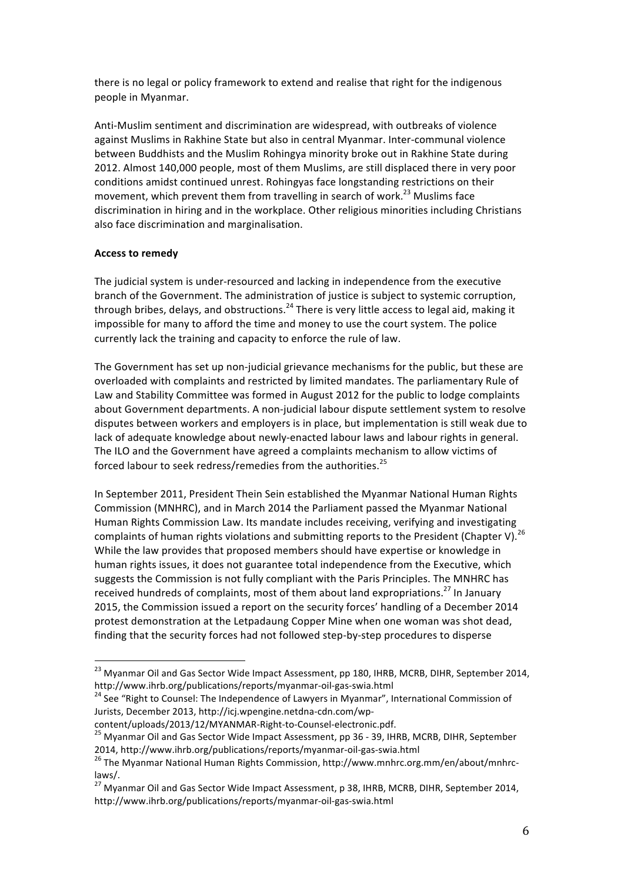there is no legal or policy framework to extend and realise that right for the indigenous people in Myanmar.

Anti-Muslim sentiment and discrimination are widespread, with outbreaks of violence against Muslims in Rakhine State but also in central Myanmar. Inter-communal violence between Buddhists and the Muslim Rohingya minority broke out in Rakhine State during 2012. Almost 140,000 people, most of them Muslims, are still displaced there in very poor conditions amidst continued unrest. Rohingyas face longstanding restrictions on their movement, which prevent them from travelling in search of work.[23] Muslims face discrimination in hiring and in the workplace. Other religious minorities including Christians also face discrimination and marginalisation.

**Access to remedy**

The judicial system is under-resourced and lacking in independence from the executive branch of the Government. The administration of justice is subject to systemic corruption, through bribes, delays, and obstructions.[24] There is very little access to legal aid, making it impossible for many to afford the time and money to use the court system. The police currently lack the training and capacity to enforce the rule of law.

The Government has set up non-judicial grievance mechanisms for the public, but these are overloaded with complaints and restricted by limited mandates. The parliamentary Rule of Law and Stability Committee was formed in August 2012 for the public to lodge complaints about Government departments. A non-judicial labour dispute settlement system to resolve disputes between workers and employers is in place, but implementation is still weak due to lack of adequate knowledge about newly-enacted labour laws and labour rights in general. The ILO and the Government have agreed a complaints mechanism to allow victims of forced labour to seek redress/remedies from the authorities.[25]

In September 2011, President Thein Sein established the Myanmar National Human Rights Commission (MNHRC), and in March 2014 the Parliament passed the Myanmar National Human Rights Commission Law. Its mandate includes receiving, verifying and investigating complaints of human rights violations and submitting reports to the President (Chapter V).[26] While the law provides that proposed members should have expertise or knowledge in human rights issues, it does not guarantee total independence from the Executive, which suggests the Commission is not fully compliant with the Paris Principles. The MNHRC has received hundreds of complaints, most of them about land expropriations.[27] In January 2015, the Commission issued a report on the security forces' handling of a December 2014 protest demonstration at the Letpadaung Copper Mine when one woman was shot dead, finding that the security forces had not followed step-by-step procedures to disperse

---

[23] Myanmar Oil and Gas Sector Wide Impact Assessment, pp 180, IHRB, MCRB, DIHR, September 2014, http://www.ihrb.org/publications/reports/myanmar-oil-gas-swia.html

[24] See "Right to Counsel: The Independence of Lawyers in Myanmar", International Commission of Jurists, December 2013, http://icj.wpengine.netdna-cdn.com/wp-content/uploads/2013/12/MYANMAR-Right-to-Counsel-electronic.pdf.

[25] Myanmar Oil and Gas Sector Wide Impact Assessment, pp 36 - 39, IHRB, MCRB, DIHR, September 2014, http://www.ihrb.org/publications/reports/myanmar-oil-gas-swia.html

[26] The Myanmar National Human Rights Commission, http://www.mnhrc.org.mm/en/about/mnhrc-laws/.

[27] Myanmar Oil and Gas Sector Wide Impact Assessment, p 38, IHRB, MCRB, DIHR, September 2014, http://www.ihrb.org/publications/reports/myanmar-oil-gas-swia.html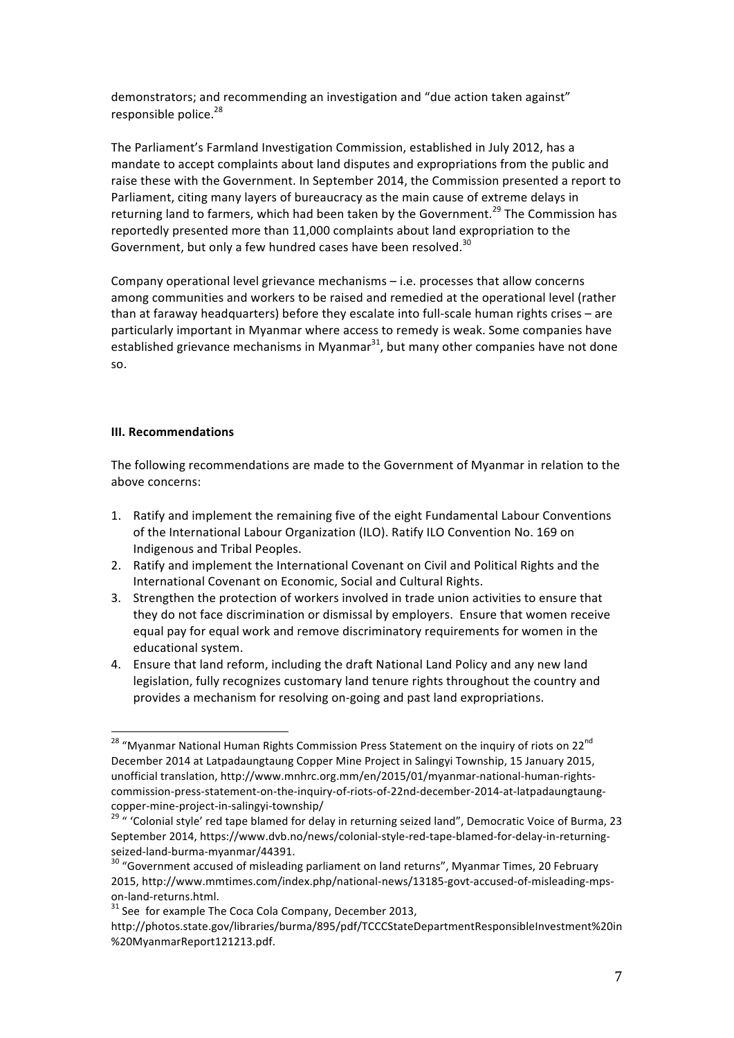demonstrators; and recommending an investigation and "due action taken against" responsible police.[28]

The Parliament's Farmland Investigation Commission, established in July 2012, has a mandate to accept complaints about land disputes and expropriations from the public and raise these with the Government. In September 2014, the Commission presented a report to Parliament, citing many layers of bureaucracy as the main cause of extreme delays in returning land to farmers, which had been taken by the Government.[29] The Commission has reportedly presented more than 11,000 complaints about land expropriation to the Government, but only a few hundred cases have been resolved.[30]

Company operational level grievance mechanisms – i.e. processes that allow concerns among communities and workers to be raised and remedied at the operational level (rather than at faraway headquarters) before they escalate into full-scale human rights crises – are particularly important in Myanmar where access to remedy is weak. Some companies have established grievance mechanisms in Myanmar[31], but many other companies have not done so.

## III. Recommendations

The following recommendations are made to the Government of Myanmar in relation to the above concerns:

1. Ratify and implement the remaining five of the eight Fundamental Labour Conventions of the International Labour Organization (ILO). Ratify ILO Convention No. 169 on Indigenous and Tribal Peoples.
2. Ratify and implement the International Covenant on Civil and Political Rights and the International Covenant on Economic, Social and Cultural Rights.
3. Strengthen the protection of workers involved in trade union activities to ensure that they do not face discrimination or dismissal by employers. Ensure that women receive equal pay for equal work and remove discriminatory requirements for women in the educational system.
4. Ensure that land reform, including the draft National Land Policy and any new land legislation, fully recognizes customary land tenure rights throughout the country and provides a mechanism for resolving on-going and past land expropriations.

---

[28] "Myanmar National Human Rights Commission Press Statement on the inquiry of riots on 22nd December 2014 at Latpadaungtaung Copper Mine Project in Salingyi Township, 15 January 2015, unofficial translation, http://www.mnhrc.org.mm/en/2015/01/myanmar-national-human-rights-commission-press-statement-on-the-inquiry-of-riots-of-22nd-december-2014-at-latpadaungtaung-copper-mine-project-in-salingyi-township/

[29] " 'Colonial style' red tape blamed for delay in returning seized land", Democratic Voice of Burma, 23 September 2014, https://www.dvb.no/news/colonial-style-red-tape-blamed-for-delay-in-returning-seized-land-burma-myanmar/44391.

[30] "Government accused of misleading parliament on land returns", Myanmar Times, 20 February 2015, http://www.mmtimes.com/index.php/national-news/13185-govt-accused-of-misleading-mps-on-land-returns.html.

[31] See for example The Coca Cola Company, December 2013, http://photos.state.gov/libraries/burma/895/pdf/TCCCStateDepartmentResponsibleInvestment%20in%20MyanmarReport121213.pdf.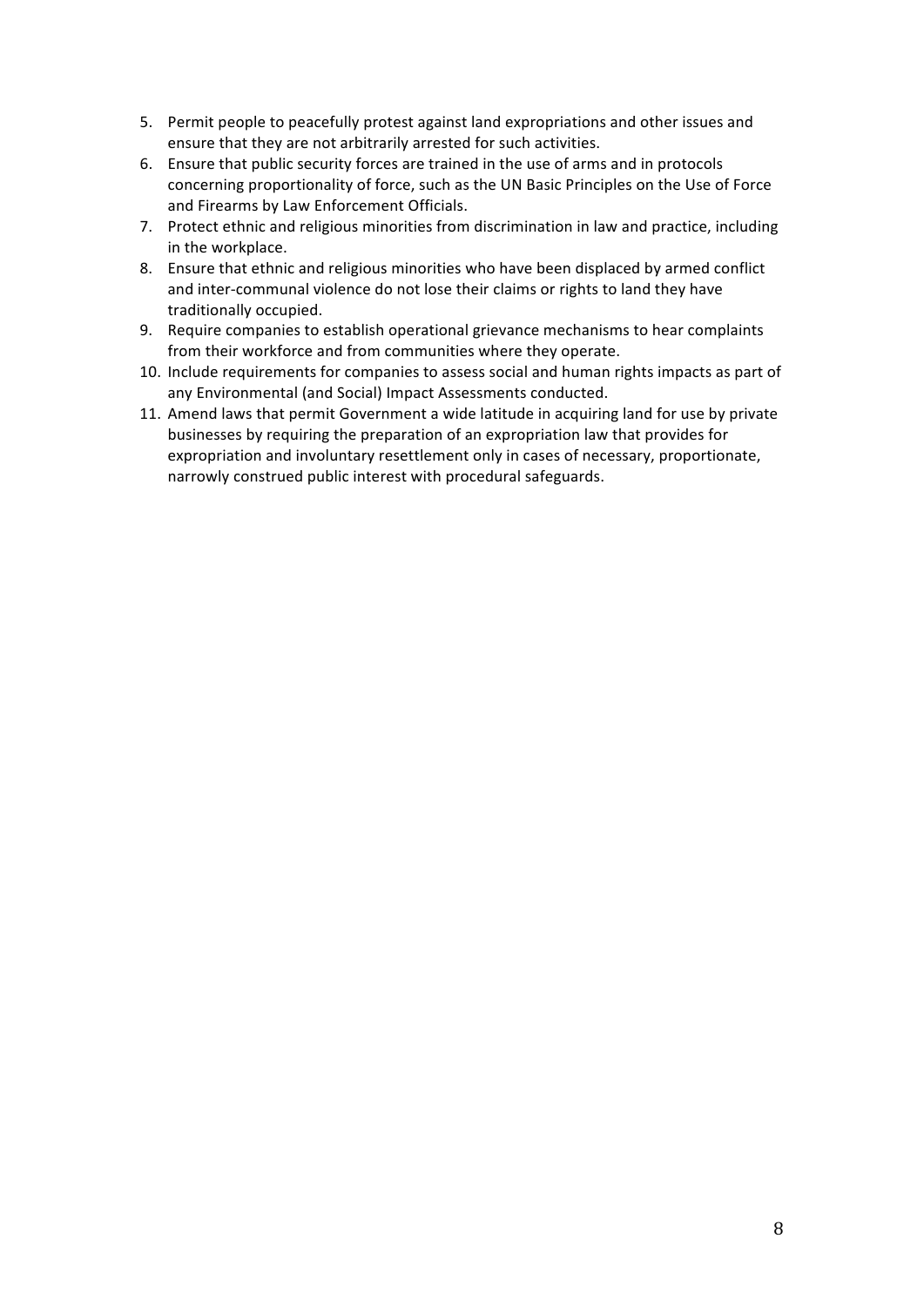5. Permit people to peacefully protest against land expropriations and other issues and ensure that they are not arbitrarily arrested for such activities.
6. Ensure that public security forces are trained in the use of arms and in protocols concerning proportionality of force, such as the UN Basic Principles on the Use of Force and Firearms by Law Enforcement Officials.
7. Protect ethnic and religious minorities from discrimination in law and practice, including in the workplace.
8. Ensure that ethnic and religious minorities who have been displaced by armed conflict and inter-communal violence do not lose their claims or rights to land they have traditionally occupied.
9. Require companies to establish operational grievance mechanisms to hear complaints from their workforce and from communities where they operate.
10. Include requirements for companies to assess social and human rights impacts as part of any Environmental (and Social) Impact Assessments conducted.
11. Amend laws that permit Government a wide latitude in acquiring land for use by private businesses by requiring the preparation of an expropriation law that provides for expropriation and involuntary resettlement only in cases of necessary, proportionate, narrowly construed public interest with procedural safeguards.